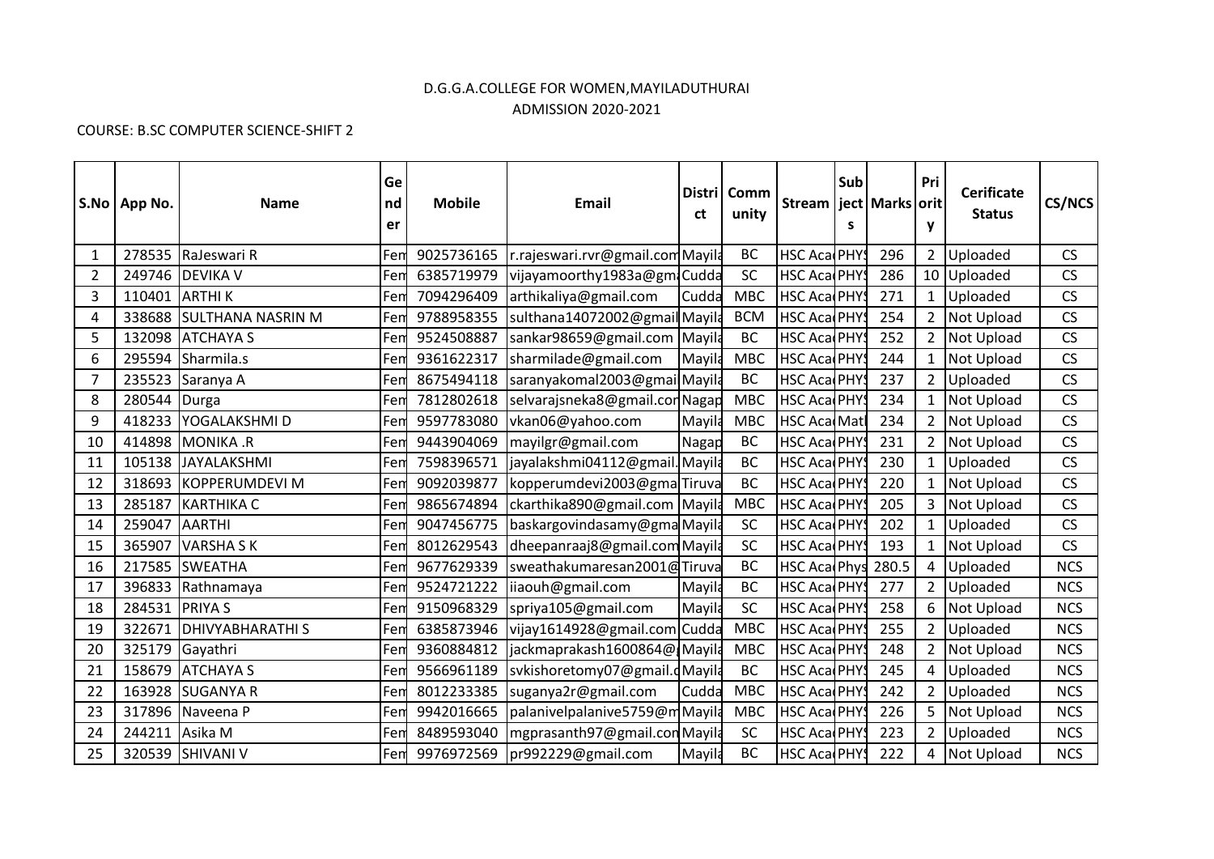D.G.G.A.COLLEGE FOR WOMEN,MAYILADUTHURAI

ADMISSION 2020-2021

COURSE: B.SC COMPUTER SCIENCE-SHIFT 2

| S.No | App No. | Name | Gender | Mobile | Email | District | Community | Stream | Subjects | Marks | Priority | Cerificate Status | CS/NCS |
|---|---|---|---|---|---|---|---|---|---|---|---|---|---|
| 1 | 278535 | RaJeswari R | Fem | 9025736165 | r.rajeswari.rvr@gmail.com | Mayila | BC | HSC Aca | PHY | 296 | 2 | Uploaded | CS |
| 2 | 249746 | DEVIKA V | Fem | 6385719979 | vijayamoorthy1983a@gm | Cudda | SC | HSC Aca | PHY | 286 | 10 | Uploaded | CS |
| 3 | 110401 | ARTHI K | Fem | 7094296409 | arthikaliya@gmail.com | Cudda | MBC | HSC Aca | PHY | 271 | 1 | Uploaded | CS |
| 4 | 338688 | SULTHANA NASRIN M | Fem | 9788958355 | sulthana14072002@gmail | Mayila | BCM | HSC Aca | PHY | 254 | 2 | Not Upload | CS |
| 5 | 132098 | ATCHAYA S | Fem | 9524508887 | sankar98659@gmail.com | Mayila | BC | HSC Aca | PHY | 252 | 2 | Not Upload | CS |
| 6 | 295594 | Sharmila.s | Fem | 9361622317 | sharmilade@gmail.com | Mayila | MBC | HSC Aca | PHY | 244 | 1 | Not Upload | CS |
| 7 | 235523 | Saranya A | Fem | 8675494118 | saranyakomal2003@gmai | Mayila | BC | HSC Aca | PHY | 237 | 2 | Uploaded | CS |
| 8 | 280544 | Durga | Fem | 7812802618 | selvarajsneka8@gmail.cor | Nagap | MBC | HSC Aca | PHY | 234 | 1 | Not Upload | CS |
| 9 | 418233 | YOGALAKSHMI D | Fem | 9597783080 | vkan06@yahoo.com | Mayila | MBC | HSC Aca | Mat | 234 | 2 | Not Upload | CS |
| 10 | 414898 | MONIKA .R | Fem | 9443904069 | mayilgr@gmail.com | Nagap | BC | HSC Aca | PHY | 231 | 2 | Not Upload | CS |
| 11 | 105138 | JAYALAKSHMI | Fem | 7598396571 | jayalakshmi04112@gmail. | Mayila | BC | HSC Aca | PHY | 230 | 1 | Uploaded | CS |
| 12 | 318693 | KOPPERUMDEVI M | Fem | 9092039877 | kopperumdevi2003@gma | Tiruva | BC | HSC Aca | PHY | 220 | 1 | Not Upload | CS |
| 13 | 285187 | KARTHIKA C | Fem | 9865674894 | ckarthika890@gmail.com | Mayila | MBC | HSC Aca | PHY | 205 | 3 | Not Upload | CS |
| 14 | 259047 | AARTHI | Fem | 9047456775 | baskargovindasamy@gma | Mayila | SC | HSC Aca | PHY | 202 | 1 | Uploaded | CS |
| 15 | 365907 | VARSHA S K | Fem | 8012629543 | dheepanraaj8@gmail.com | Mayila | SC | HSC Aca | PHY | 193 | 1 | Not Upload | CS |
| 16 | 217585 | SWEATHA | Fem | 9677629339 | sweathakumaresan2001@ | Tiruva | BC | HSC Aca | Phys | 280.5 | 4 | Uploaded | NCS |
| 17 | 396833 | Rathnamaya | Fem | 9524721222 | iiaouh@gmail.com | Mayila | BC | HSC Aca | PHY | 277 | 2 | Uploaded | NCS |
| 18 | 284531 | PRIYA S | Fem | 9150968329 | spriya105@gmail.com | Mayila | SC | HSC Aca | PHY | 258 | 6 | Not Upload | NCS |
| 19 | 322671 | DHIVYABHARATHI S | Fem | 6385873946 | vijay1614928@gmail.com | Cudda | MBC | HSC Aca | PHY | 255 | 2 | Uploaded | NCS |
| 20 | 325179 | Gayathri | Fem | 9360884812 | jackmaprakash1600864@ | Mayila | MBC | HSC Aca | PHY | 248 | 2 | Not Upload | NCS |
| 21 | 158679 | ATCHAYA S | Fem | 9566961189 | svkishoretomy07@gmail.c | Mayila | BC | HSC Aca | PHY | 245 | 4 | Uploaded | NCS |
| 22 | 163928 | SUGANYA R | Fem | 8012233385 | suganya2r@gmail.com | Cudda | MBC | HSC Aca | PHY | 242 | 2 | Uploaded | NCS |
| 23 | 317896 | Naveena P | Fem | 9942016665 | palanivelpalanive5759@m | Mayila | MBC | HSC Aca | PHY | 226 | 5 | Not Upload | NCS |
| 24 | 244211 | Asika M | Fem | 8489593040 | mgprasanth97@gmail.con | Mayila | SC | HSC Aca | PHY | 223 | 2 | Uploaded | NCS |
| 25 | 320539 | SHIVANI V | Fem | 9976972569 | pr992229@gmail.com | Mayila | BC | HSC Aca | PHY | 222 | 4 | Not Upload | NCS |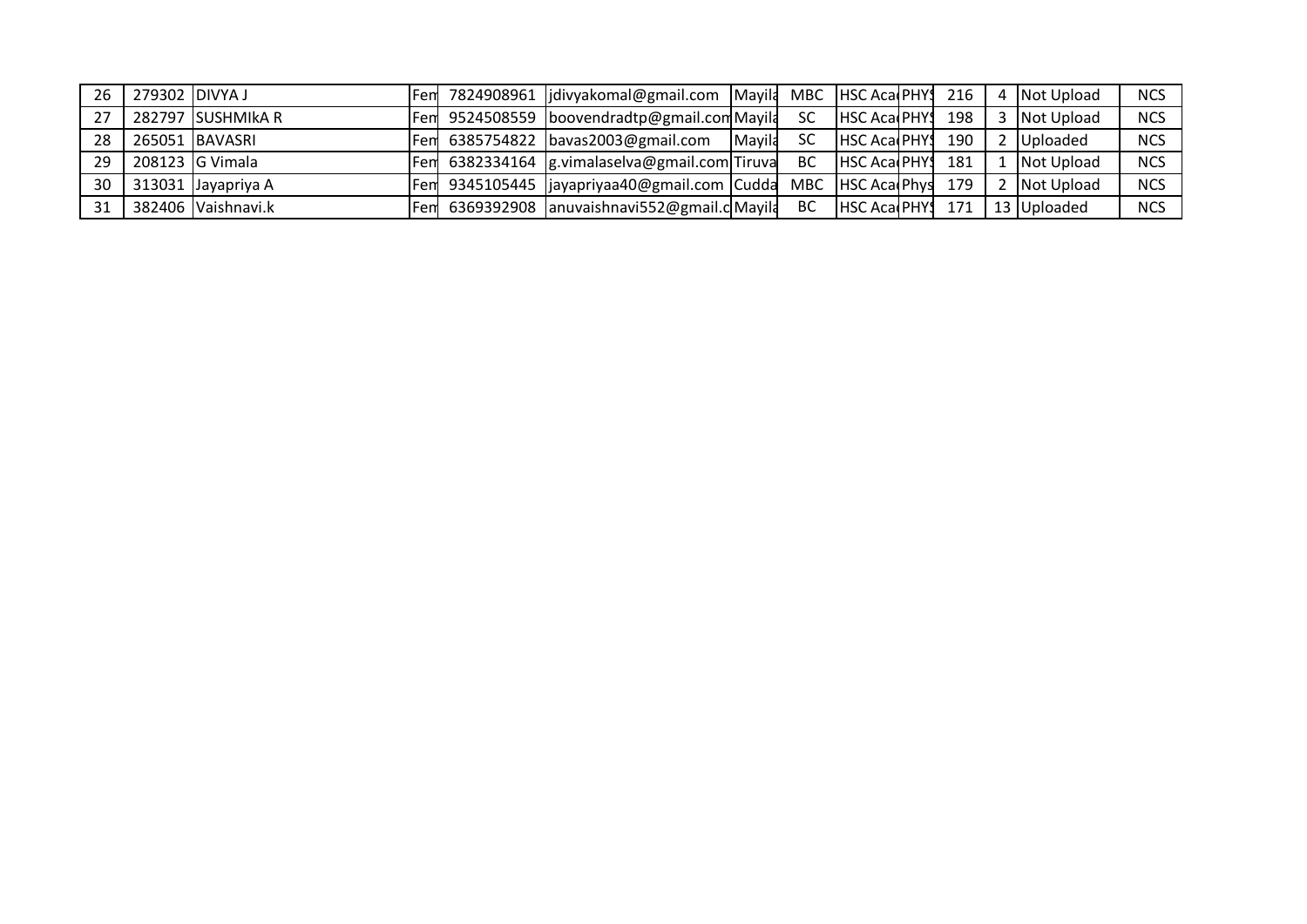| | | | | | | | | | | | | | |
|---|---|---|---|---|---|---|---|---|---|---|---|---|---|
| 26 | 279302 | DIVYA J | Fem | 7824908961 | jdivyakomal@gmail.com | Mayila | MBC | HSC Aca | PHYS | 216 | 4 | Not Upload | NCS |
| 27 | 282797 | SUSHMIkA R | Fem | 9524508559 | boovendradtp@gmail.com | Mayila | SC | HSC Aca | PHYS | 198 | 3 | Not Upload | NCS |
| 28 | 265051 | BAVASRI | Fem | 6385754822 | bavas2003@gmail.com | Mayila | SC | HSC Aca | PHYS | 190 | 2 | Uploaded | NCS |
| 29 | 208123 | G Vimala | Fem | 6382334164 | g.vimalaselva@gmail.com | Tiruva | BC | HSC Aca | PHYS | 181 | 1 | Not Upload | NCS |
| 30 | 313031 | Jayapriya A | Fem | 9345105445 | jayapriyaa40@gmail.com | Cudda | MBC | HSC Aca | Phys | 179 | 2 | Not Upload | NCS |
| 31 | 382406 | Vaishnavi.k | Fem | 6369392908 | anuvaishnavi552@gmail.c | Mayila | BC | HSC Aca | PHYS | 171 | 13 | Uploaded | NCS |